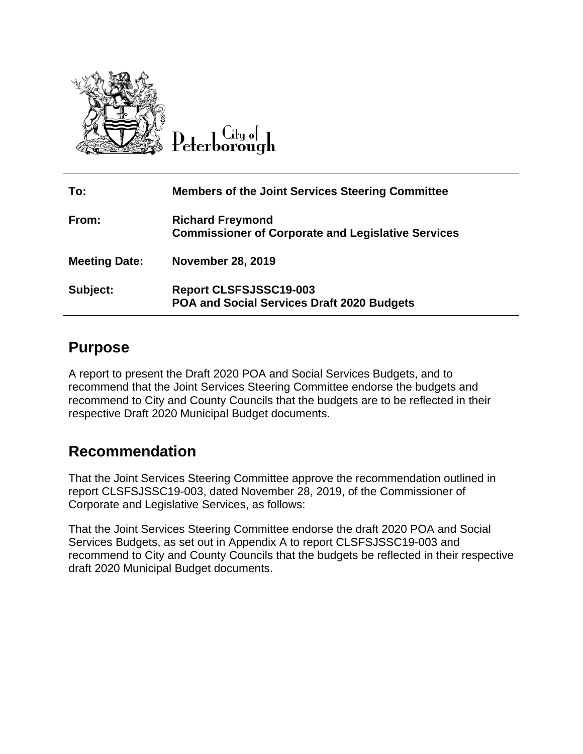City of Peterborough

| | |
|---|---|
| **To:** | **Members of the Joint Services Steering Committee** |
| **From:** | **Richard Freymond**<br>**Commissioner of Corporate and Legislative Services** |
| **Meeting Date:** | **November 28, 2019** |
| **Subject:** | **Report CLSFSJSSC19-003**<br>**POA and Social Services Draft 2020 Budgets** |

## Purpose

A report to present the Draft 2020 POA and Social Services Budgets, and to recommend that the Joint Services Steering Committee endorse the budgets and recommend to City and County Councils that the budgets are to be reflected in their respective Draft 2020 Municipal Budget documents.

## Recommendation

That the Joint Services Steering Committee approve the recommendation outlined in report CLSFSJSSC19-003, dated November 28, 2019, of the Commissioner of Corporate and Legislative Services, as follows:

That the Joint Services Steering Committee endorse the draft 2020 POA and Social Services Budgets, as set out in Appendix A to report CLSFSJSSC19-003 and recommend to City and County Councils that the budgets be reflected in their respective draft 2020 Municipal Budget documents.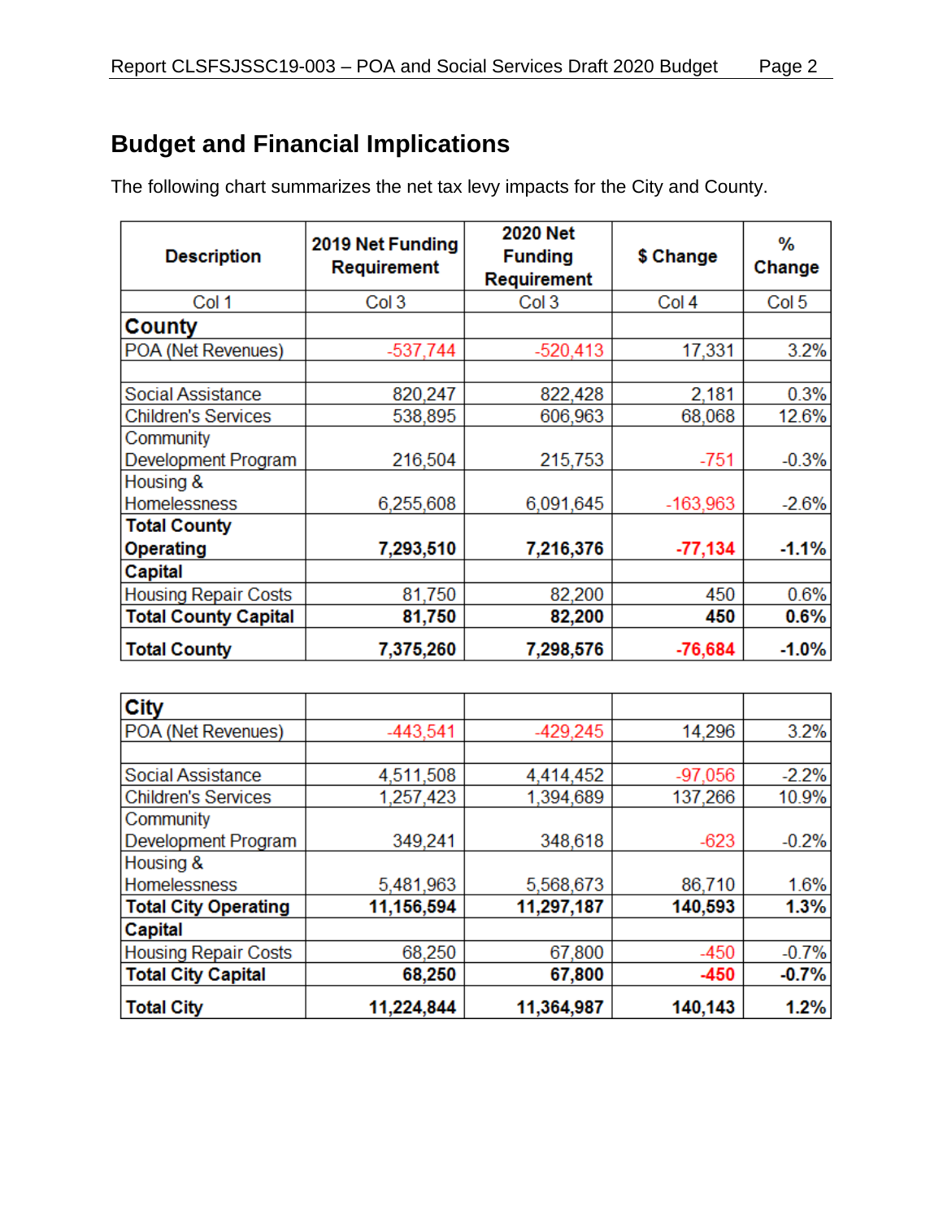## Budget and Financial Implications

The following chart summarizes the net tax levy impacts for the City and County.

| Description | 2019 Net Funding Requirement | 2020 Net Funding Requirement | $ Change | % Change |
|---|---|---|---|---|
| Col 1 | Col 3 | Col 3 | Col 4 | Col 5 |
| **County** | | | | |
| POA (Net Revenues) | -537,744 | -520,413 | 17,331 | 3.2% |
| | | | | |
| Social Assistance | 820,247 | 822,428 | 2,181 | 0.3% |
| Children's Services | 538,895 | 606,963 | 68,068 | 12.6% |
| Community Development Program | 216,504 | 215,753 | -751 | -0.3% |
| Housing & Homelessness | 6,255,608 | 6,091,645 | -163,963 | -2.6% |
| **Total County Operating** | **7,293,510** | **7,216,376** | **-77,134** | **-1.1%** |
| **Capital** | | | | |
| Housing Repair Costs | 81,750 | 82,200 | 450 | 0.6% |
| **Total County Capital** | **81,750** | **82,200** | **450** | **0.6%** |
| **Total County** | **7,375,260** | **7,298,576** | **-76,684** | **-1.0%** |
| | | | | |
| **City** | | | | |
| POA (Net Revenues) | -443,541 | -429,245 | 14,296 | 3.2% |
| | | | | |
| Social Assistance | 4,511,508 | 4,414,452 | -97,056 | -2.2% |
| Children's Services | 1,257,423 | 1,394,689 | 137,266 | 10.9% |
| Community Development Program | 349,241 | 348,618 | -623 | -0.2% |
| Housing & Homelessness | 5,481,963 | 5,568,673 | 86,710 | 1.6% |
| **Total City Operating** | **11,156,594** | **11,297,187** | **140,593** | **1.3%** |
| **Capital** | | | | |
| Housing Repair Costs | 68,250 | 67,800 | -450 | -0.7% |
| **Total City Capital** | **68,250** | **67,800** | **-450** | **-0.7%** |
| **Total City** | **11,224,844** | **11,364,987** | **140,143** | **1.2%** |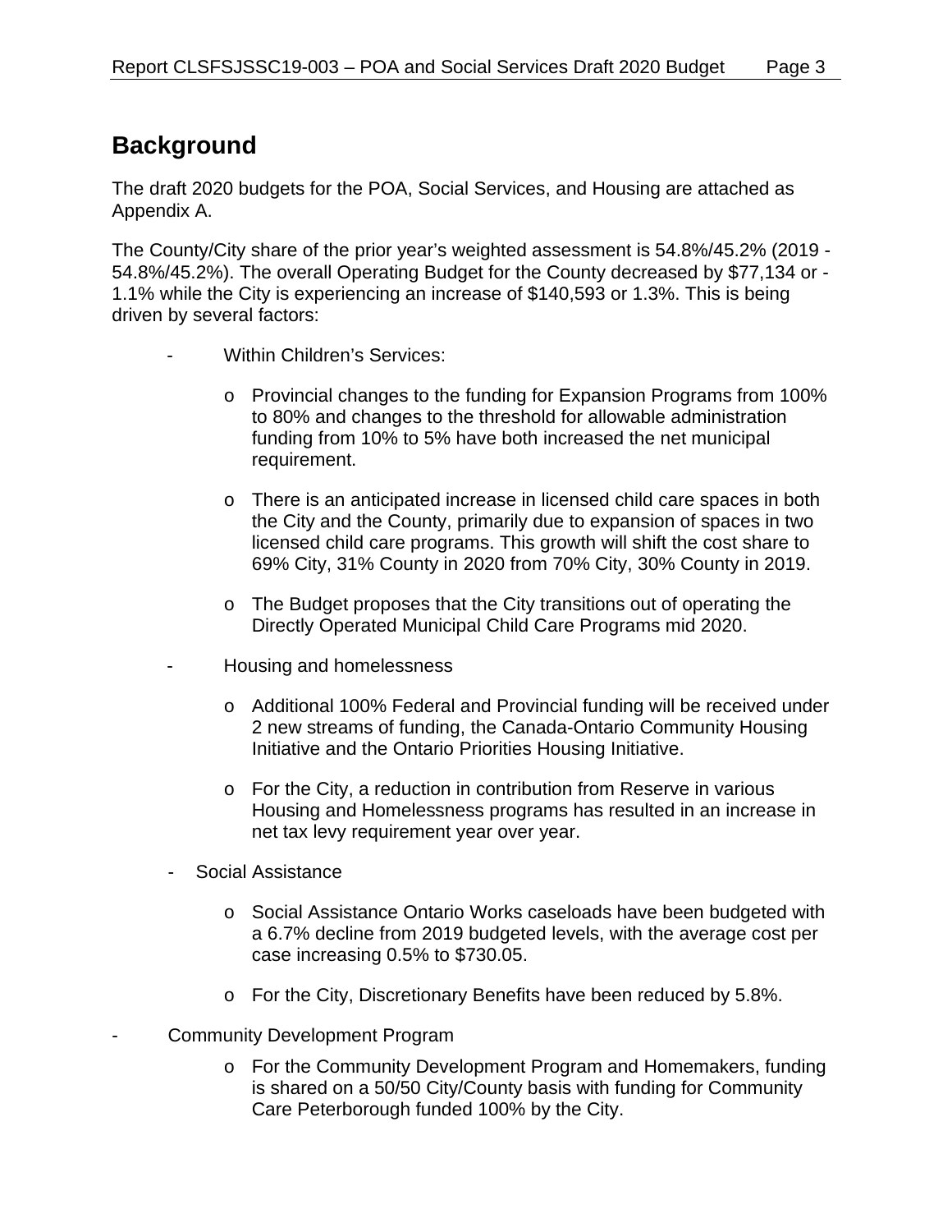## Background

The draft 2020 budgets for the POA, Social Services, and Housing are attached as Appendix A.

The County/City share of the prior year's weighted assessment is 54.8%/45.2% (2019 - 54.8%/45.2%). The overall Operating Budget for the County decreased by $77,134 or -1.1% while the City is experiencing an increase of $140,593 or 1.3%. This is being driven by several factors:

- Within Children's Services:
  - Provincial changes to the funding for Expansion Programs from 100% to 80% and changes to the threshold for allowable administration funding from 10% to 5% have both increased the net municipal requirement.
  - There is an anticipated increase in licensed child care spaces in both the City and the County, primarily due to expansion of spaces in two licensed child care programs. This growth will shift the cost share to 69% City, 31% County in 2020 from 70% City, 30% County in 2019.
  - The Budget proposes that the City transitions out of operating the Directly Operated Municipal Child Care Programs mid 2020.
- Housing and homelessness
  - Additional 100% Federal and Provincial funding will be received under 2 new streams of funding, the Canada-Ontario Community Housing Initiative and the Ontario Priorities Housing Initiative.
  - For the City, a reduction in contribution from Reserve in various Housing and Homelessness programs has resulted in an increase in net tax levy requirement year over year.
- Social Assistance
  - Social Assistance Ontario Works caseloads have been budgeted with a 6.7% decline from 2019 budgeted levels, with the average cost per case increasing 0.5% to $730.05.
  - For the City, Discretionary Benefits have been reduced by 5.8%.
- Community Development Program
  - For the Community Development Program and Homemakers, funding is shared on a 50/50 City/County basis with funding for Community Care Peterborough funded 100% by the City.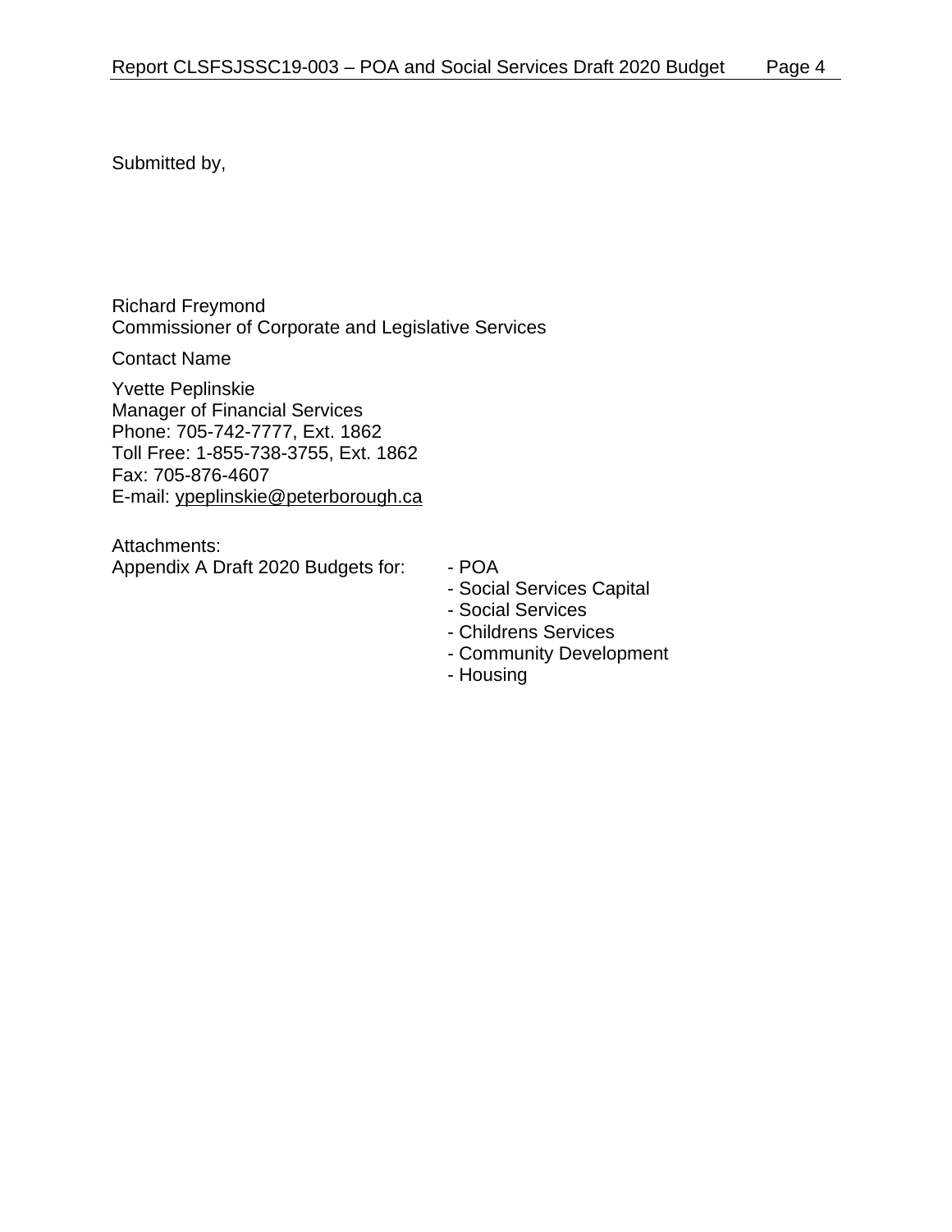Submitted by,

Richard Freymond
Commissioner of Corporate and Legislative Services

Contact Name

Yvette Peplinskie
Manager of Financial Services
Phone: 705-742-7777, Ext. 1862
Toll Free: 1-855-738-3755, Ext. 1862
Fax: 705-876-4607
E-mail: ypeplinskie@peterborough.ca

Attachments:
Appendix A Draft 2020 Budgets for:

- POA
- Social Services Capital
- Social Services
- Childrens Services
- Community Development
- Housing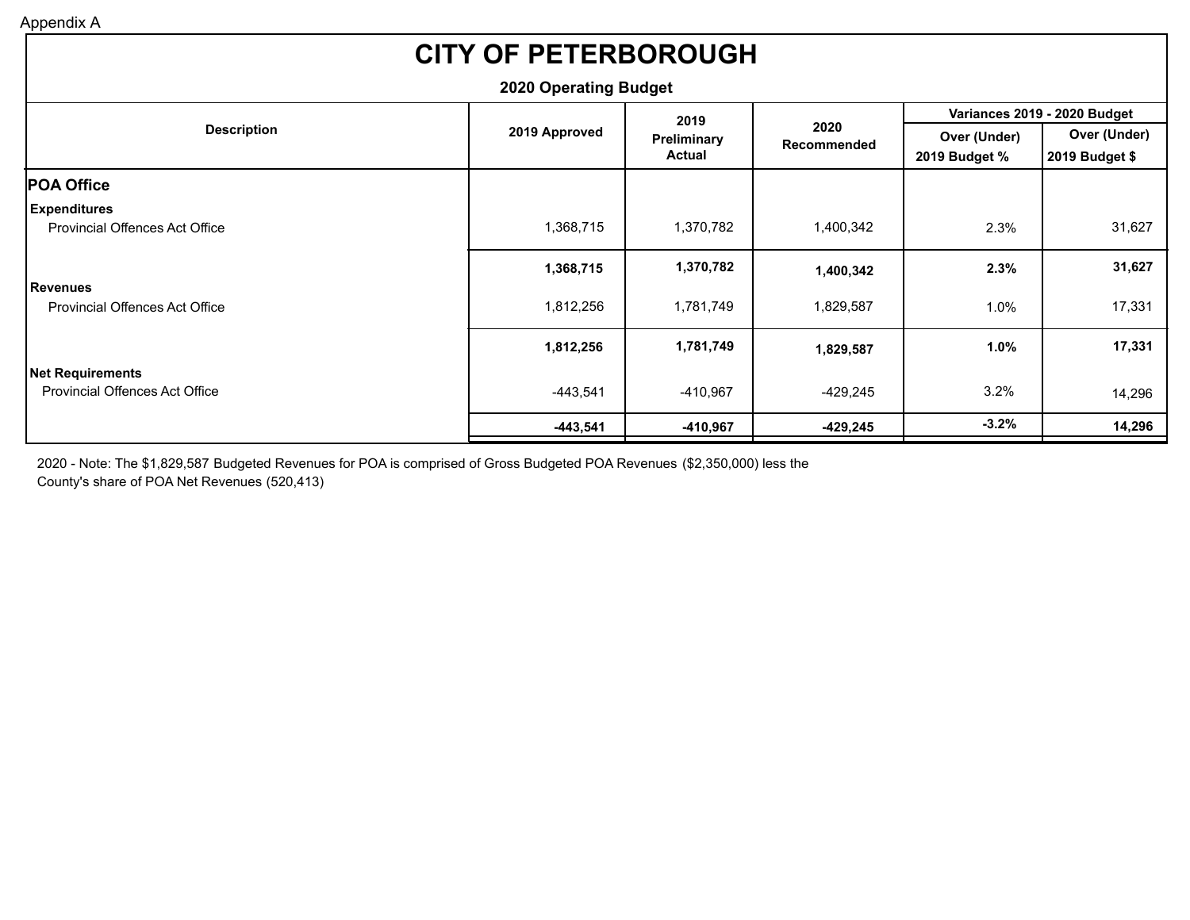Appendix A

# CITY OF PETERBOROUGH

## 2020 Operating Budget

| Description | 2019 Approved | 2019 Preliminary Actual | 2020 Recommended | Variances 2019 - 2020 Budget | |
|---|---|---|---|---|---|
| | | | | Over (Under) 2019 Budget % | Over (Under) 2019 Budget $ |
| **POA Office** | | | | | |
| **Expenditures** | | | | | |
| Provincial Offences Act Office | 1,368,715 | 1,370,782 | 1,400,342 | 2.3% | 31,627 |
| | **1,368,715** | **1,370,782** | **1,400,342** | **2.3%** | **31,627** |
| **Revenues** | | | | | |
| Provincial Offences Act Office | 1,812,256 | 1,781,749 | 1,829,587 | 1.0% | 17,331 |
| | **1,812,256** | **1,781,749** | **1,829,587** | **1.0%** | **17,331** |
| **Net Requirements** | | | | | |
| Provincial Offences Act Office | -443,541 | -410,967 | -429,245 | 3.2% | 14,296 |
| | **-443,541** | **-410,967** | **-429,245** | **-3.2%** | **14,296** |

2020 - Note: The $1,829,587 Budgeted Revenues for POA is comprised of Gross Budgeted POA Revenues ($2,350,000) less the County's share of POA Net Revenues (520,413)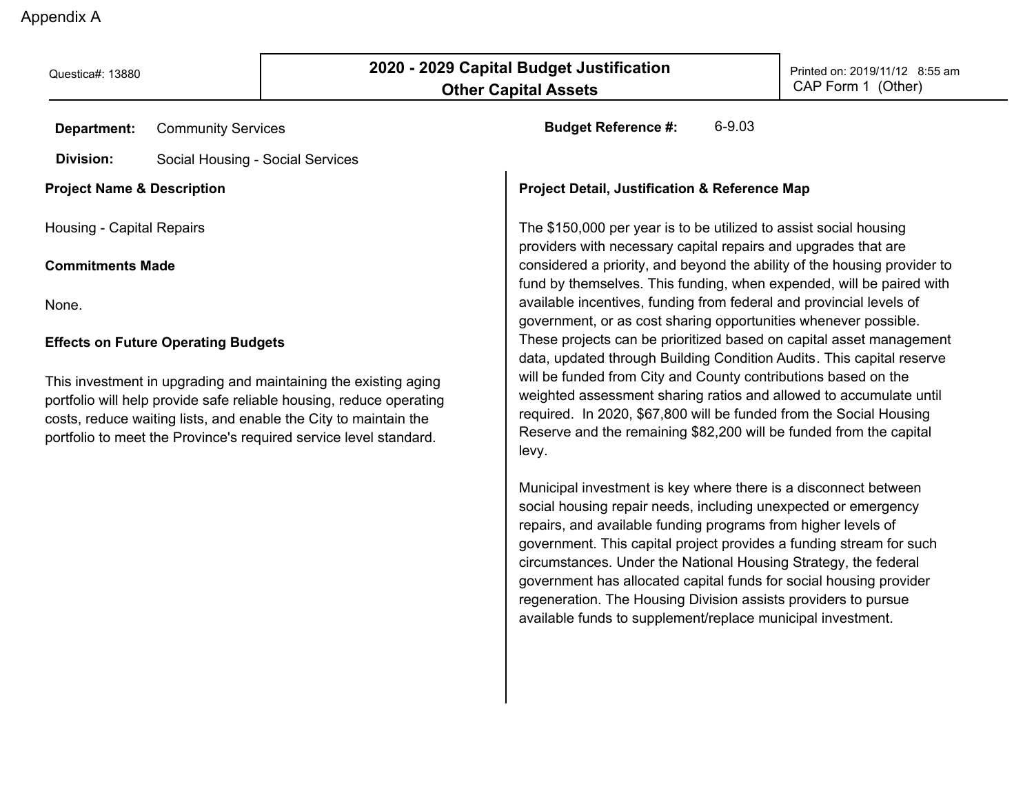Appendix A

Questica#: 13880

## 2020 - 2029 Capital Budget Justification
## Other Capital Assets

Printed on: 2019/11/12 8:55 am
CAP Form 1 (Other)

**Department:** Community Services

**Budget Reference #:** 6-9.03

**Division:** Social Housing - Social Services

**Project Name & Description**

Housing - Capital Repairs

**Commitments Made**

None.

**Effects on Future Operating Budgets**

This investment in upgrading and maintaining the existing aging portfolio will help provide safe reliable housing, reduce operating costs, reduce waiting lists, and enable the City to maintain the portfolio to meet the Province's required service level standard.

**Project Detail, Justification & Reference Map**

The $150,000 per year is to be utilized to assist social housing providers with necessary capital repairs and upgrades that are considered a priority, and beyond the ability of the housing provider to fund by themselves. This funding, when expended, will be paired with available incentives, funding from federal and provincial levels of government, or as cost sharing opportunities whenever possible. These projects can be prioritized based on capital asset management data, updated through Building Condition Audits. This capital reserve will be funded from City and County contributions based on the weighted assessment sharing ratios and allowed to accumulate until required. In 2020, $67,800 will be funded from the Social Housing Reserve and the remaining $82,200 will be funded from the capital levy.

Municipal investment is key where there is a disconnect between social housing repair needs, including unexpected or emergency repairs, and available funding programs from higher levels of government. This capital project provides a funding stream for such circumstances. Under the National Housing Strategy, the federal government has allocated capital funds for social housing provider regeneration. The Housing Division assists providers to pursue available funds to supplement/replace municipal investment.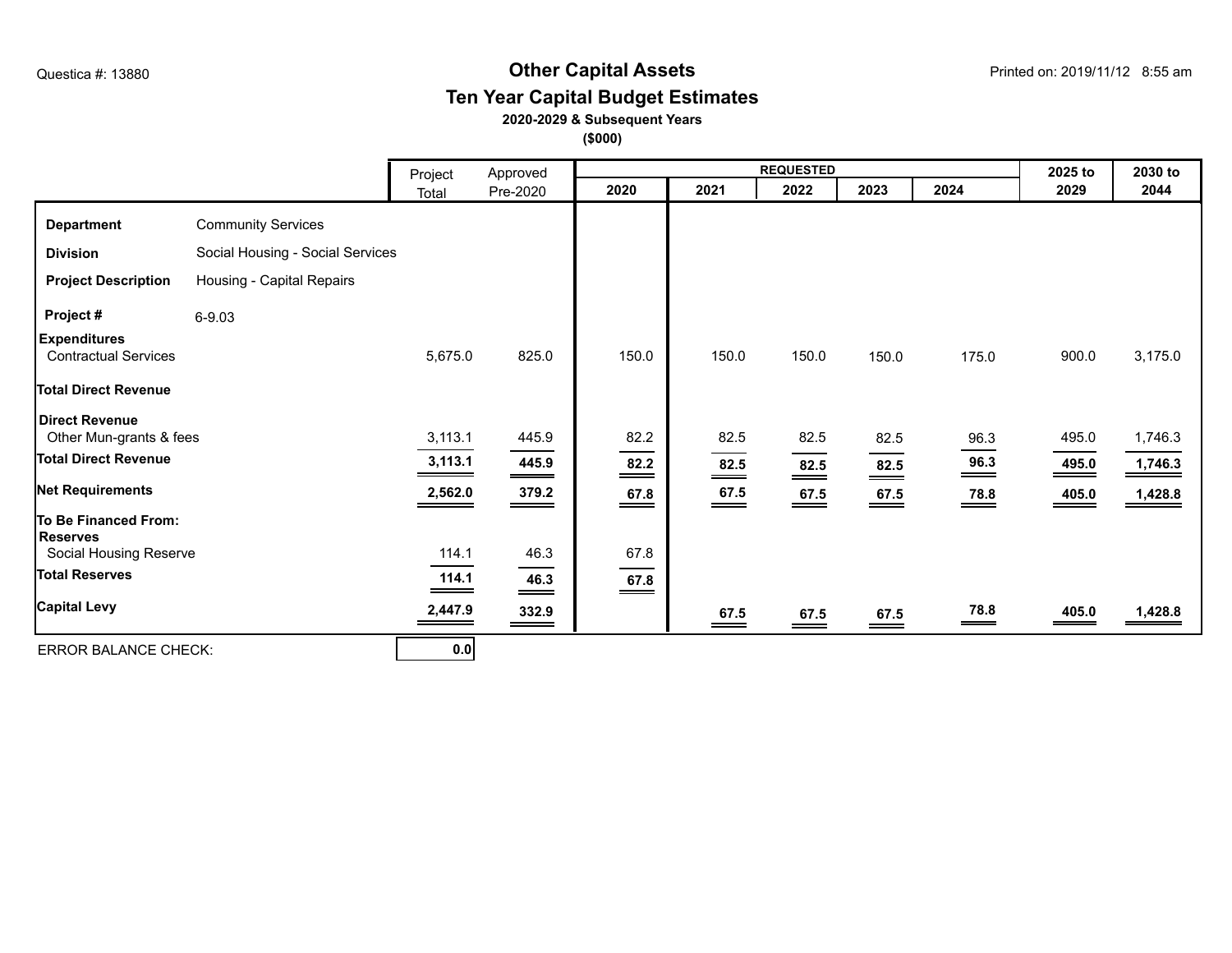Questica #: 13880

# Other Capital Assets

## Ten Year Capital Budget Estimates

**2020-2029 & Subsequent Years**

**($000)**

Printed on: 2019/11/12 8:55 am

| | Project Total | Approved Pre-2020 | REQUESTED 2020 | 2021 | 2022 | 2023 | 2024 | 2025 to 2029 | 2030 to 2044 |
|---|---|---|---|---|---|---|---|---|---|
| **Department** Community Services | | | | | | | | | |
| **Division** Social Housing - Social Services | | | | | | | | | |
| **Project Description** Housing - Capital Repairs | | | | | | | | | |
| **Project #** 6-9.03 | | | | | | | | | |
| **Expenditures** | | | | | | | | | |
| Contractual Services | 5,675.0 | 825.0 | 150.0 | 150.0 | 150.0 | 150.0 | 175.0 | 900.0 | 3,175.0 |
| **Total Direct Revenue** | | | | | | | | | |
| **Direct Revenue** | | | | | | | | | |
| Other Mun-grants & fees | 3,113.1 | 445.9 | 82.2 | 82.5 | 82.5 | 82.5 | 96.3 | 495.0 | 1,746.3 |
| **Total Direct Revenue** | **3,113.1** | **445.9** | **82.2** | **82.5** | **82.5** | **82.5** | **96.3** | **495.0** | **1,746.3** |
| **Net Requirements** | **2,562.0** | **379.2** | **67.8** | **67.5** | **67.5** | **67.5** | **78.8** | **405.0** | **1,428.8** |
| **To Be Financed From:** | | | | | | | | | |
| **Reserves** | | | | | | | | | |
| Social Housing Reserve | 114.1 | 46.3 | 67.8 | | | | | | |
| **Total Reserves** | **114.1** | **46.3** | **67.8** | | | | | | |
| **Capital Levy** | **2,447.9** | **332.9** | | **67.5** | **67.5** | **67.5** | **78.8** | **405.0** | **1,428.8** |

ERROR BALANCE CHECK: **0.0**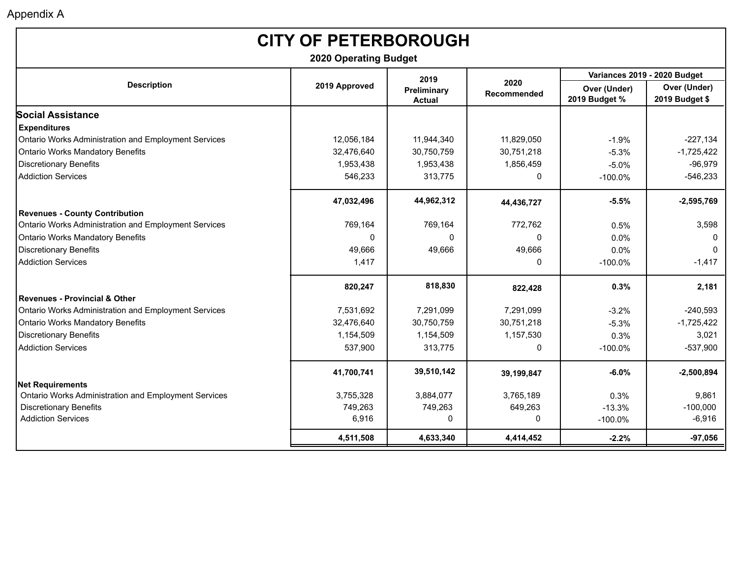Appendix A

# CITY OF PETERBOROUGH

## 2020 Operating Budget

| Description | 2019 Approved | 2019 Preliminary Actual | 2020 Recommended | Variances 2019 - 2020 Budget | |
|---|---|---|---|---|---|
| | | | | Over (Under) 2019 Budget % | Over (Under) 2019 Budget $ |
| **Social Assistance** | | | | | |
| **Expenditures** | | | | | |
| Ontario Works Administration and Employment Services | 12,056,184 | 11,944,340 | 11,829,050 | -1.9% | -227,134 |
| Ontario Works Mandatory Benefits | 32,476,640 | 30,750,759 | 30,751,218 | -5.3% | -1,725,422 |
| Discretionary Benefits | 1,953,438 | 1,953,438 | 1,856,459 | -5.0% | -96,979 |
| Addiction Services | 546,233 | 313,775 | 0 | -100.0% | -546,233 |
| | **47,032,496** | **44,962,312** | **44,436,727** | **-5.5%** | **-2,595,769** |
| **Revenues - County Contribution** | | | | | |
| Ontario Works Administration and Employment Services | 769,164 | 769,164 | 772,762 | 0.5% | 3,598 |
| Ontario Works Mandatory Benefits | 0 | 0 | 0 | 0.0% | 0 |
| Discretionary Benefits | 49,666 | 49,666 | 49,666 | 0.0% | 0 |
| Addiction Services | 1,417 | | 0 | -100.0% | -1,417 |
| | **820,247** | **818,830** | **822,428** | **0.3%** | **2,181** |
| **Revenues - Provincial & Other** | | | | | |
| Ontario Works Administration and Employment Services | 7,531,692 | 7,291,099 | 7,291,099 | -3.2% | -240,593 |
| Ontario Works Mandatory Benefits | 32,476,640 | 30,750,759 | 30,751,218 | -5.3% | -1,725,422 |
| Discretionary Benefits | 1,154,509 | 1,154,509 | 1,157,530 | 0.3% | 3,021 |
| Addiction Services | 537,900 | 313,775 | 0 | -100.0% | -537,900 |
| | **41,700,741** | **39,510,142** | **39,199,847** | **-6.0%** | **-2,500,894** |
| **Net Requirements** | | | | | |
| Ontario Works Administration and Employment Services | 3,755,328 | 3,884,077 | 3,765,189 | 0.3% | 9,861 |
| Discretionary Benefits | 749,263 | 749,263 | 649,263 | -13.3% | -100,000 |
| Addiction Services | 6,916 | 0 | 0 | -100.0% | -6,916 |
| | **4,511,508** | **4,633,340** | **4,414,452** | **-2.2%** | **-97,056** |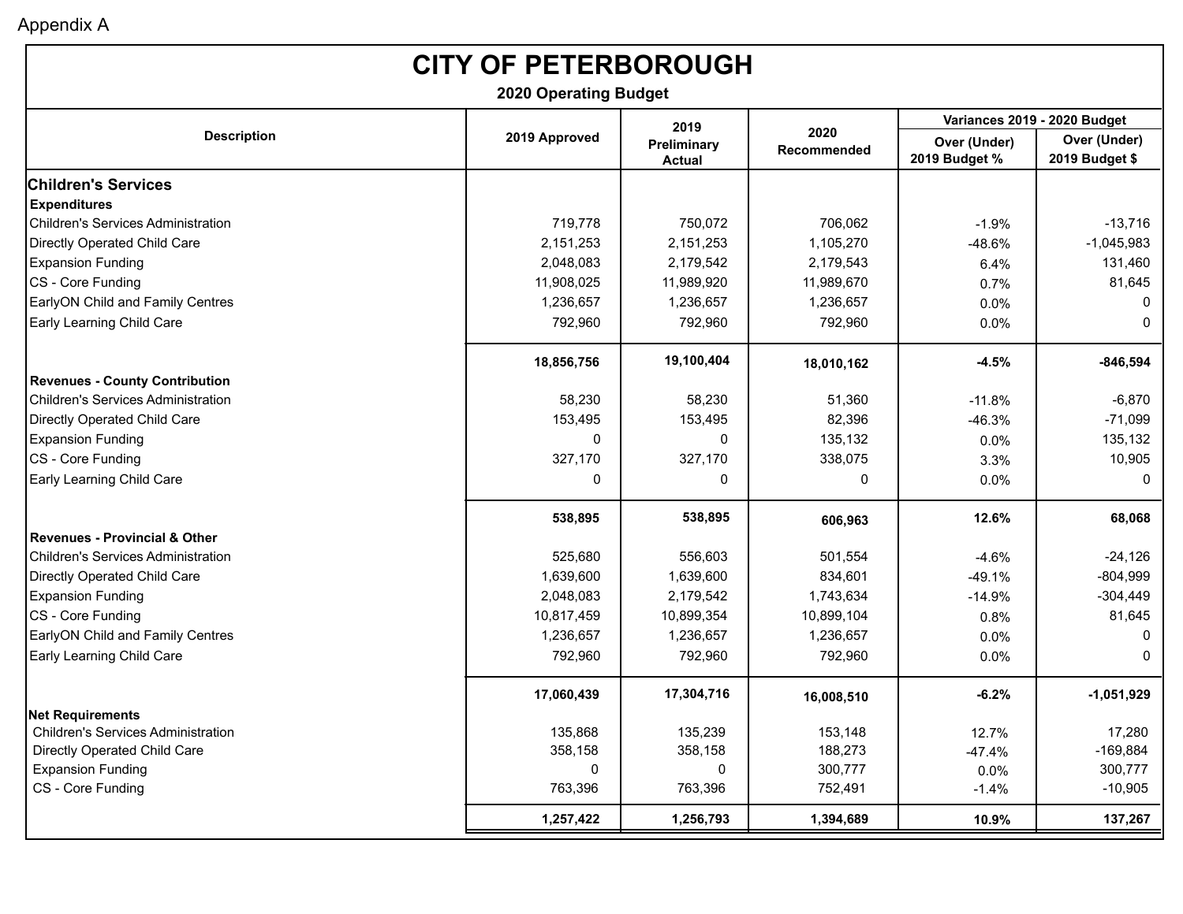Appendix A

# CITY OF PETERBOROUGH

## 2020 Operating Budget

| Description | 2019 Approved | 2019 Preliminary Actual | 2020 Recommended | Variances 2019 - 2020 Budget | |
|---|---|---|---|---|---|
| | | | | Over (Under) 2019 Budget % | Over (Under) 2019 Budget $ |
| **Children's Services** | | | | | |
| **Expenditures** | | | | | |
| Children's Services Administration | 719,778 | 750,072 | 706,062 | -1.9% | -13,716 |
| Directly Operated Child Care | 2,151,253 | 2,151,253 | 1,105,270 | -48.6% | -1,045,983 |
| Expansion Funding | 2,048,083 | 2,179,542 | 2,179,543 | 6.4% | 131,460 |
| CS - Core Funding | 11,908,025 | 11,989,920 | 11,989,670 | 0.7% | 81,645 |
| EarlyON Child and Family Centres | 1,236,657 | 1,236,657 | 1,236,657 | 0.0% | 0 |
| Early Learning Child Care | 792,960 | 792,960 | 792,960 | 0.0% | 0 |
| | **18,856,756** | **19,100,404** | **18,010,162** | **-4.5%** | **-846,594** |
| **Revenues - County Contribution** | | | | | |
| Children's Services Administration | 58,230 | 58,230 | 51,360 | -11.8% | -6,870 |
| Directly Operated Child Care | 153,495 | 153,495 | 82,396 | -46.3% | -71,099 |
| Expansion Funding | 0 | 0 | 135,132 | 0.0% | 135,132 |
| CS - Core Funding | 327,170 | 327,170 | 338,075 | 3.3% | 10,905 |
| Early Learning Child Care | 0 | 0 | 0 | 0.0% | 0 |
| | **538,895** | **538,895** | **606,963** | **12.6%** | **68,068** |
| **Revenues - Provincial & Other** | | | | | |
| Children's Services Administration | 525,680 | 556,603 | 501,554 | -4.6% | -24,126 |
| Directly Operated Child Care | 1,639,600 | 1,639,600 | 834,601 | -49.1% | -804,999 |
| Expansion Funding | 2,048,083 | 2,179,542 | 1,743,634 | -14.9% | -304,449 |
| CS - Core Funding | 10,817,459 | 10,899,354 | 10,899,104 | 0.8% | 81,645 |
| EarlyON Child and Family Centres | 1,236,657 | 1,236,657 | 1,236,657 | 0.0% | 0 |
| Early Learning Child Care | 792,960 | 792,960 | 792,960 | 0.0% | 0 |
| | **17,060,439** | **17,304,716** | **16,008,510** | **-6.2%** | **-1,051,929** |
| **Net Requirements** | | | | | |
| Children's Services Administration | 135,868 | 135,239 | 153,148 | 12.7% | 17,280 |
| Directly Operated Child Care | 358,158 | 358,158 | 188,273 | -47.4% | -169,884 |
| Expansion Funding | 0 | 0 | 300,777 | 0.0% | 300,777 |
| CS - Core Funding | 763,396 | 763,396 | 752,491 | -1.4% | -10,905 |
| | **1,257,422** | **1,256,793** | **1,394,689** | **10.9%** | **137,267** |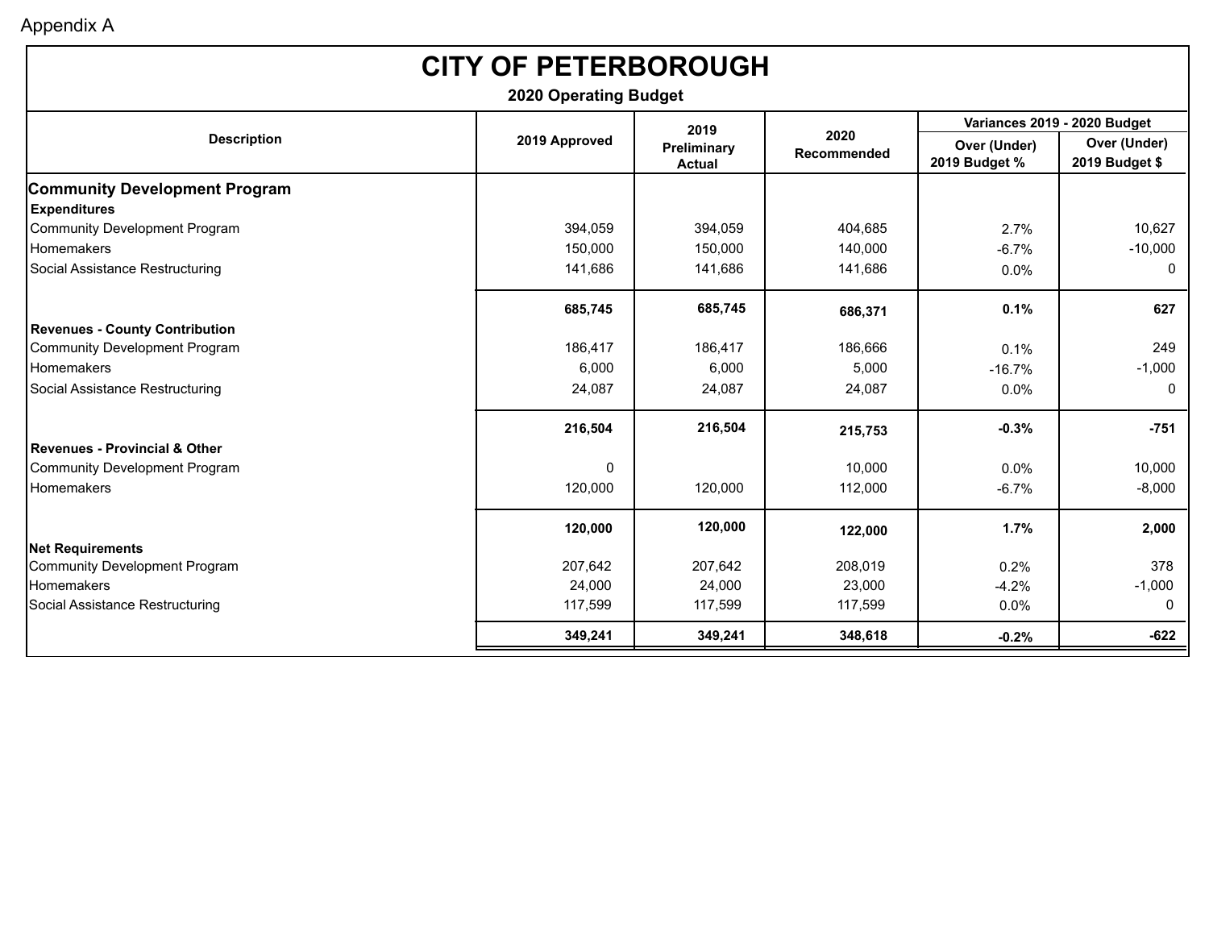Appendix A

# CITY OF PETERBOROUGH

## 2020 Operating Budget

| Description | 2019 Approved | 2019 Preliminary Actual | 2020 Recommended | Variances 2019 - 2020 Budget | |
|---|---|---|---|---|---|
| | | | | Over (Under) 2019 Budget % | Over (Under) 2019 Budget $ |
| **Community Development Program** | | | | | |
| **Expenditures** | | | | | |
| Community Development Program | 394,059 | 394,059 | 404,685 | 2.7% | 10,627 |
| Homemakers | 150,000 | 150,000 | 140,000 | -6.7% | -10,000 |
| Social Assistance Restructuring | 141,686 | 141,686 | 141,686 | 0.0% | 0 |
| | **685,745** | **685,745** | **686,371** | **0.1%** | **627** |
| **Revenues - County Contribution** | | | | | |
| Community Development Program | 186,417 | 186,417 | 186,666 | 0.1% | 249 |
| Homemakers | 6,000 | 6,000 | 5,000 | -16.7% | -1,000 |
| Social Assistance Restructuring | 24,087 | 24,087 | 24,087 | 0.0% | 0 |
| | **216,504** | **216,504** | **215,753** | **-0.3%** | **-751** |
| **Revenues - Provincial & Other** | | | | | |
| Community Development Program | 0 | | 10,000 | 0.0% | 10,000 |
| Homemakers | 120,000 | 120,000 | 112,000 | -6.7% | -8,000 |
| | **120,000** | **120,000** | **122,000** | **1.7%** | **2,000** |
| **Net Requirements** | | | | | |
| Community Development Program | 207,642 | 207,642 | 208,019 | 0.2% | 378 |
| Homemakers | 24,000 | 24,000 | 23,000 | -4.2% | -1,000 |
| Social Assistance Restructuring | 117,599 | 117,599 | 117,599 | 0.0% | 0 |
| | **349,241** | **349,241** | **348,618** | **-0.2%** | **-622** |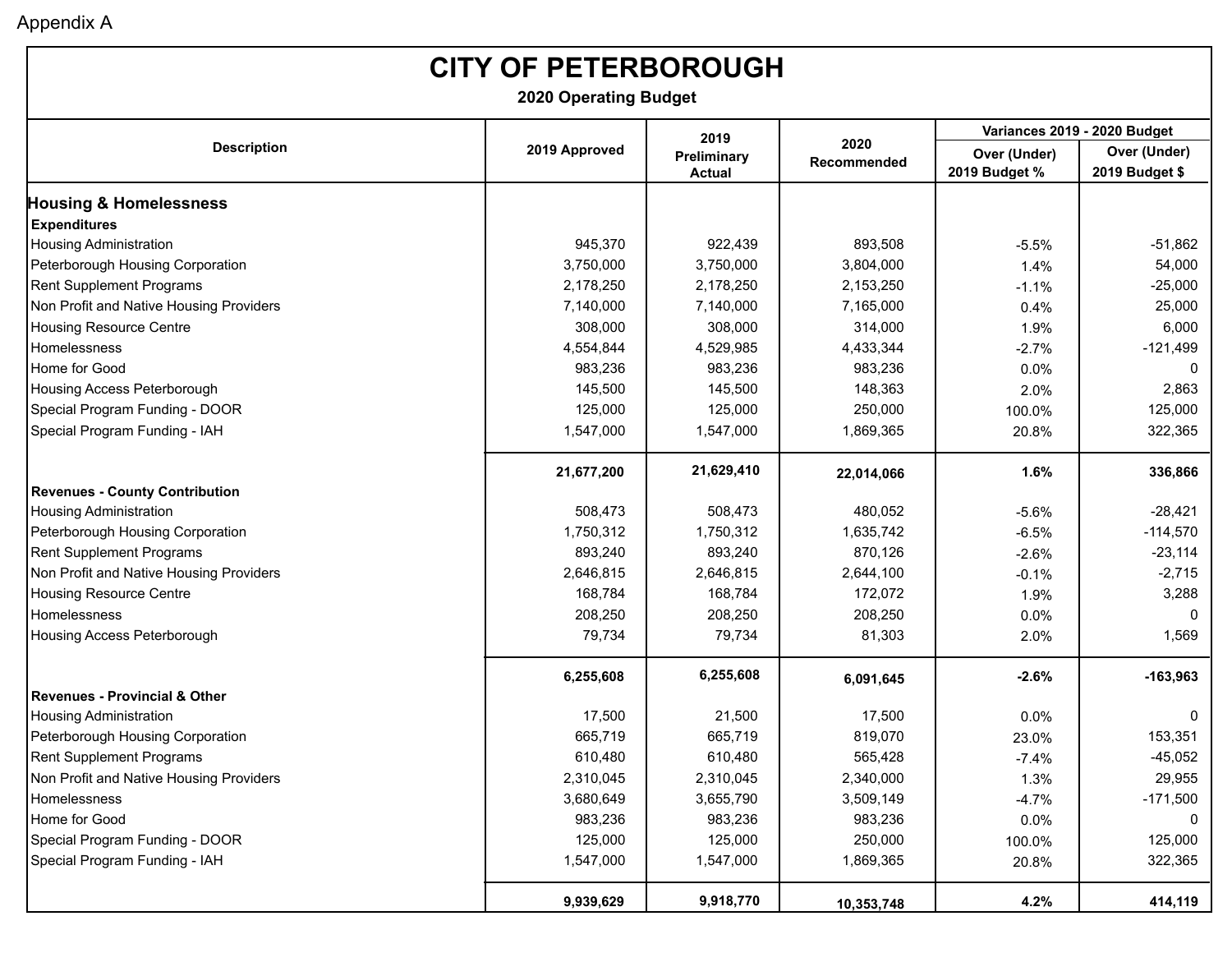Appendix A

# CITY OF PETERBOROUGH

## 2020 Operating Budget

| Description | 2019 Approved | 2019 Preliminary Actual | 2020 Recommended | Variances 2019 - 2020 Budget Over (Under) 2019 Budget % | Over (Under) 2019 Budget $ |
|---|---|---|---|---|---|
| **Housing & Homelessness** | | | | | |
| **Expenditures** | | | | | |
| Housing Administration | 945,370 | 922,439 | 893,508 | -5.5% | -51,862 |
| Peterborough Housing Corporation | 3,750,000 | 3,750,000 | 3,804,000 | 1.4% | 54,000 |
| Rent Supplement Programs | 2,178,250 | 2,178,250 | 2,153,250 | -1.1% | -25,000 |
| Non Profit and Native Housing Providers | 7,140,000 | 7,140,000 | 7,165,000 | 0.4% | 25,000 |
| Housing Resource Centre | 308,000 | 308,000 | 314,000 | 1.9% | 6,000 |
| Homelessness | 4,554,844 | 4,529,985 | 4,433,344 | -2.7% | -121,499 |
| Home for Good | 983,236 | 983,236 | 983,236 | 0.0% | 0 |
| Housing Access Peterborough | 145,500 | 145,500 | 148,363 | 2.0% | 2,863 |
| Special Program Funding - DOOR | 125,000 | 125,000 | 250,000 | 100.0% | 125,000 |
| Special Program Funding - IAH | 1,547,000 | 1,547,000 | 1,869,365 | 20.8% | 322,365 |
| | **21,677,200** | **21,629,410** | **22,014,066** | **1.6%** | **336,866** |
| **Revenues - County Contribution** | | | | | |
| Housing Administration | 508,473 | 508,473 | 480,052 | -5.6% | -28,421 |
| Peterborough Housing Corporation | 1,750,312 | 1,750,312 | 1,635,742 | -6.5% | -114,570 |
| Rent Supplement Programs | 893,240 | 893,240 | 870,126 | -2.6% | -23,114 |
| Non Profit and Native Housing Providers | 2,646,815 | 2,646,815 | 2,644,100 | -0.1% | -2,715 |
| Housing Resource Centre | 168,784 | 168,784 | 172,072 | 1.9% | 3,288 |
| Homelessness | 208,250 | 208,250 | 208,250 | 0.0% | 0 |
| Housing Access Peterborough | 79,734 | 79,734 | 81,303 | 2.0% | 1,569 |
| | **6,255,608** | **6,255,608** | **6,091,645** | **-2.6%** | **-163,963** |
| **Revenues - Provincial & Other** | | | | | |
| Housing Administration | 17,500 | 21,500 | 17,500 | 0.0% | 0 |
| Peterborough Housing Corporation | 665,719 | 665,719 | 819,070 | 23.0% | 153,351 |
| Rent Supplement Programs | 610,480 | 610,480 | 565,428 | -7.4% | -45,052 |
| Non Profit and Native Housing Providers | 2,310,045 | 2,310,045 | 2,340,000 | 1.3% | 29,955 |
| Homelessness | 3,680,649 | 3,655,790 | 3,509,149 | -4.7% | -171,500 |
| Home for Good | 983,236 | 983,236 | 983,236 | 0.0% | 0 |
| Special Program Funding - DOOR | 125,000 | 125,000 | 250,000 | 100.0% | 125,000 |
| Special Program Funding - IAH | 1,547,000 | 1,547,000 | 1,869,365 | 20.8% | 322,365 |
| | **9,939,629** | **9,918,770** | **10,353,748** | **4.2%** | **414,119** |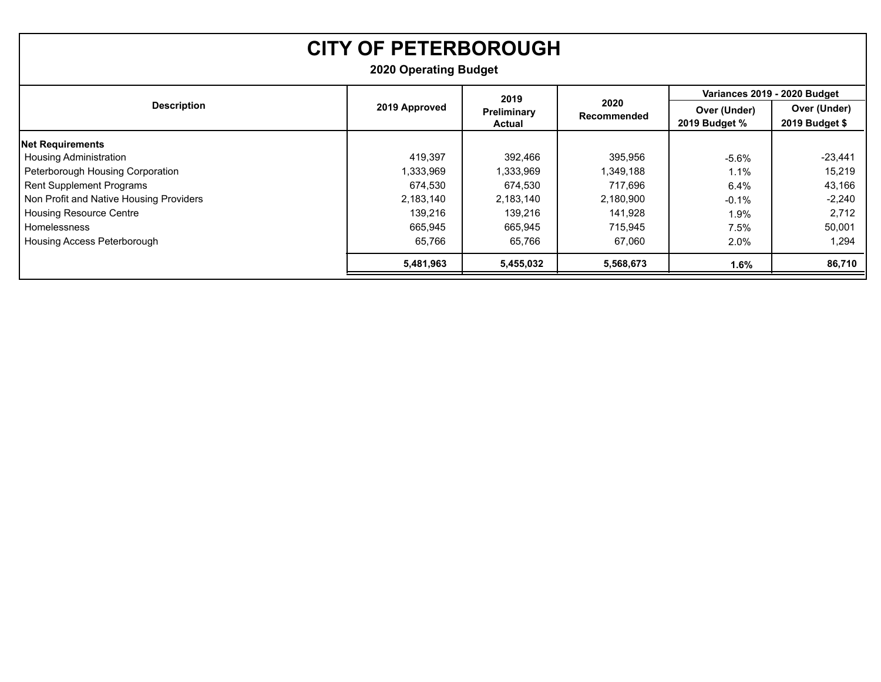# CITY OF PETERBOROUGH

## 2020 Operating Budget

| Description | 2019 Approved | 2019 Preliminary Actual | 2020 Recommended | Variances 2019 - 2020 Budget | |
|---|---|---|---|---|---|
| | | | | Over (Under) 2019 Budget % | Over (Under) 2019 Budget $ |
| **Net Requirements** | | | | | |
| Housing Administration | 419,397 | 392,466 | 395,956 | -5.6% | -23,441 |
| Peterborough Housing Corporation | 1,333,969 | 1,333,969 | 1,349,188 | 1.1% | 15,219 |
| Rent Supplement Programs | 674,530 | 674,530 | 717,696 | 6.4% | 43,166 |
| Non Profit and Native Housing Providers | 2,183,140 | 2,183,140 | 2,180,900 | -0.1% | -2,240 |
| Housing Resource Centre | 139,216 | 139,216 | 141,928 | 1.9% | 2,712 |
| Homelessness | 665,945 | 665,945 | 715,945 | 7.5% | 50,001 |
| Housing Access Peterborough | 65,766 | 65,766 | 67,060 | 2.0% | 1,294 |
| | **5,481,963** | **5,455,032** | **5,568,673** | **1.6%** | **86,710** |